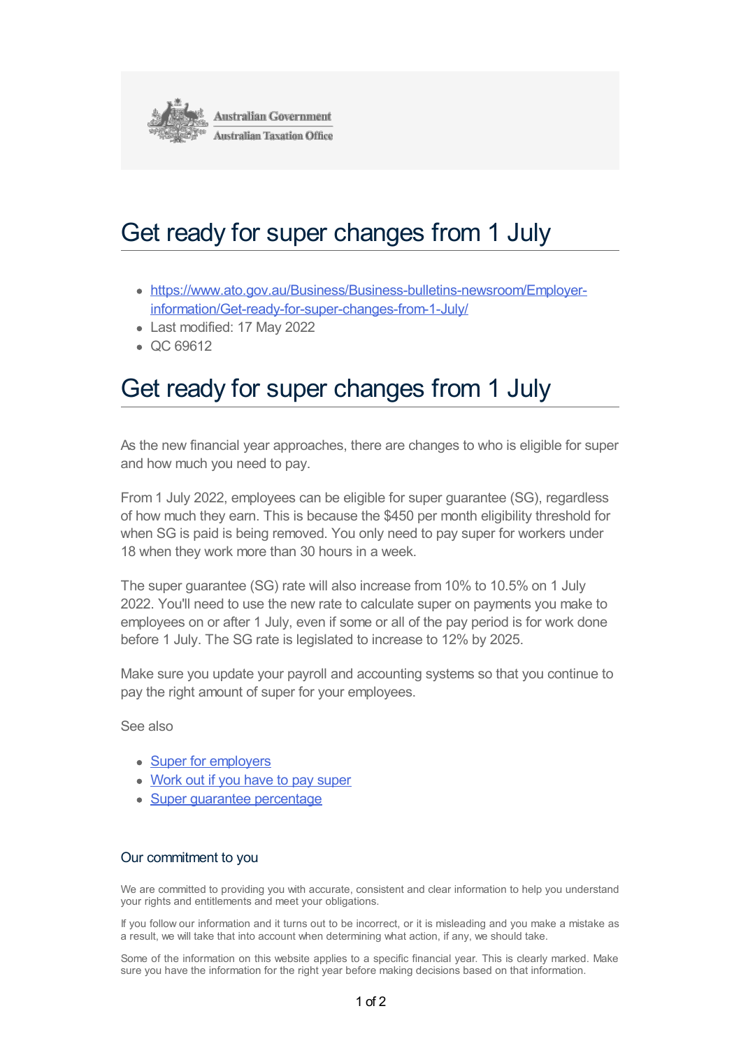Australian Government
Australian Taxation Office

# Get ready for super changes from 1 July

- https://www.ato.gov.au/Business/Business-bulletins-newsroom/Employer-information/Get-ready-for-super-changes-from-1-July/
- Last modified: 17 May 2022
- QC 69612

# Get ready for super changes from 1 July

As the new financial year approaches, there are changes to who is eligible for super and how much you need to pay.

From 1 July 2022, employees can be eligible for super guarantee (SG), regardless of how much they earn. This is because the $450 per month eligibility threshold for when SG is paid is being removed. You only need to pay super for workers under 18 when they work more than 30 hours in a week.

The super guarantee (SG) rate will also increase from 10% to 10.5% on 1 July 2022. You'll need to use the new rate to calculate super on payments you make to employees on or after 1 July, even if some or all of the pay period is for work done before 1 July. The SG rate is legislated to increase to 12% by 2025.

Make sure you update your payroll and accounting systems so that you continue to pay the right amount of super for your employees.

See also

- [Super for employers]()
- [Work out if you have to pay super]()
- [Super guarantee percentage]()

### Our commitment to you

We are committed to providing you with accurate, consistent and clear information to help you understand your rights and entitlements and meet your obligations.

If you follow our information and it turns out to be incorrect, or it is misleading and you make a mistake as a result, we will take that into account when determining what action, if any, we should take.

Some of the information on this website applies to a specific financial year. This is clearly marked. Make sure you have the information for the right year before making decisions based on that information.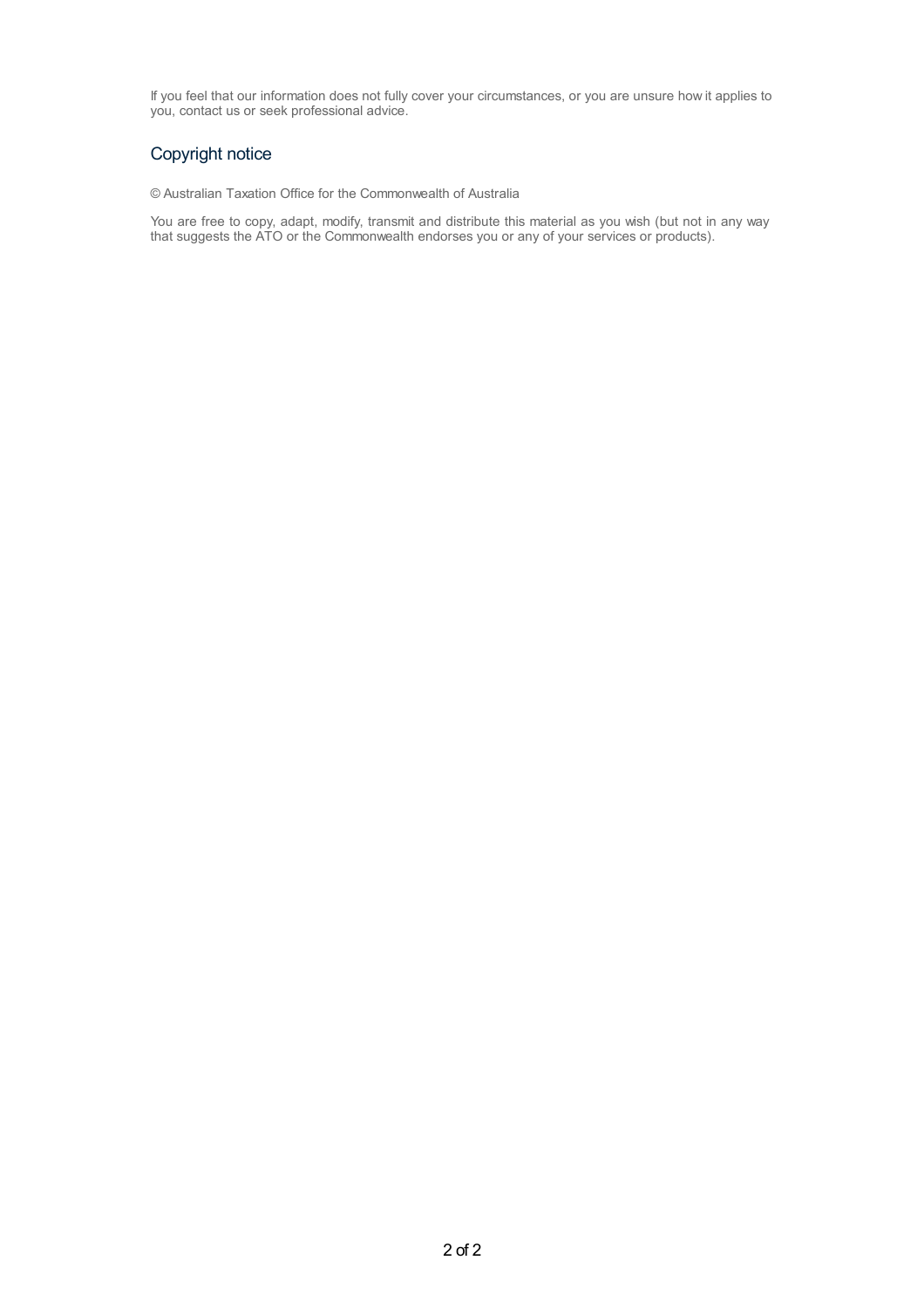If you feel that our information does not fully cover your circumstances, or you are unsure how it applies to you, contact us or seek professional advice.

## Copyright notice

© Australian Taxation Office for the Commonwealth of Australia

You are free to copy, adapt, modify, transmit and distribute this material as you wish (but not in any way that suggests the ATO or the Commonwealth endorses you or any of your services or products).